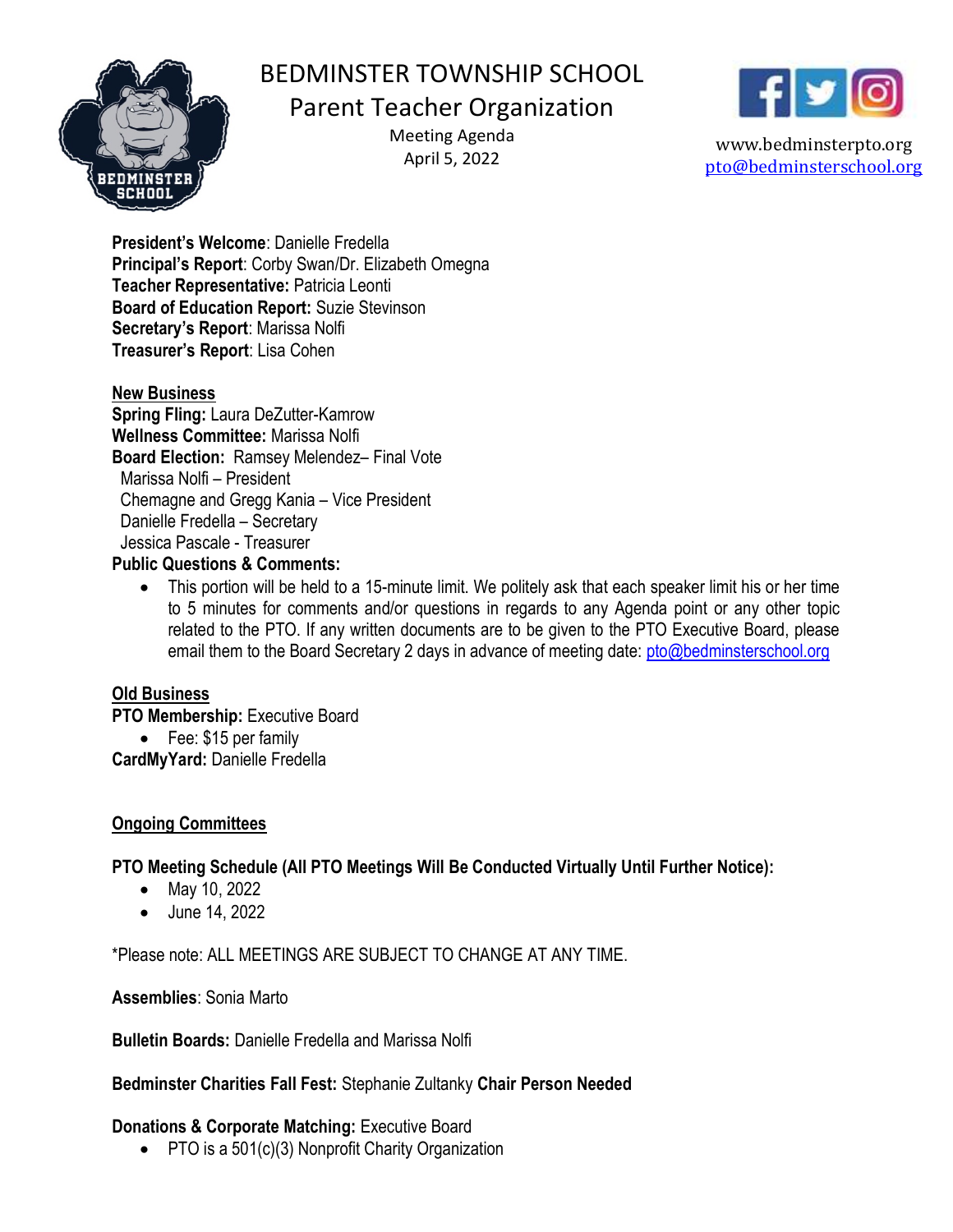# BEDMINSTER TOWNSHIP SCHOOL

## Parent Teacher Organization

Meeting Agenda
April 5, 2022

www.bedminsterpto.org
pto@bedminsterschool.org

**President's Welcome**: Danielle Fredella
**Principal's Report**: Corby Swan/Dr. Elizabeth Omegna
**Teacher Representative:** Patricia Leonti
**Board of Education Report:** Suzie Stevinson
**Secretary's Report**: Marissa Nolfi
**Treasurer's Report**: Lisa Cohen

**New Business**

**Spring Fling:** Laura DeZutter-Kamrow
**Wellness Committee:** Marissa Nolfi
**Board Election:** Ramsey Melendez– Final Vote
Marissa Nolfi – President
Chemagne and Gregg Kania – Vice President
Danielle Fredella – Secretary
Jessica Pascale - Treasurer

**Public Questions & Comments:**

- This portion will be held to a 15-minute limit. We politely ask that each speaker limit his or her time to 5 minutes for comments and/or questions in regards to any Agenda point or any other topic related to the PTO. If any written documents are to be given to the PTO Executive Board, please email them to the Board Secretary 2 days in advance of meeting date: pto@bedminsterschool.org

**Old Business**

**PTO Membership:** Executive Board

- Fee: $15 per family

**CardMyYard:** Danielle Fredella

**Ongoing Committees**

**PTO Meeting Schedule (All PTO Meetings Will Be Conducted Virtually Until Further Notice):**

- May 10, 2022
- June 14, 2022

*Please note: ALL MEETINGS ARE SUBJECT TO CHANGE AT ANY TIME.

**Assemblies**: Sonia Marto

**Bulletin Boards:** Danielle Fredella and Marissa Nolfi

**Bedminster Charities Fall Fest:** Stephanie Zultanky **Chair Person Needed**

**Donations & Corporate Matching:** Executive Board

- PTO is a 501(c)(3) Nonprofit Charity Organization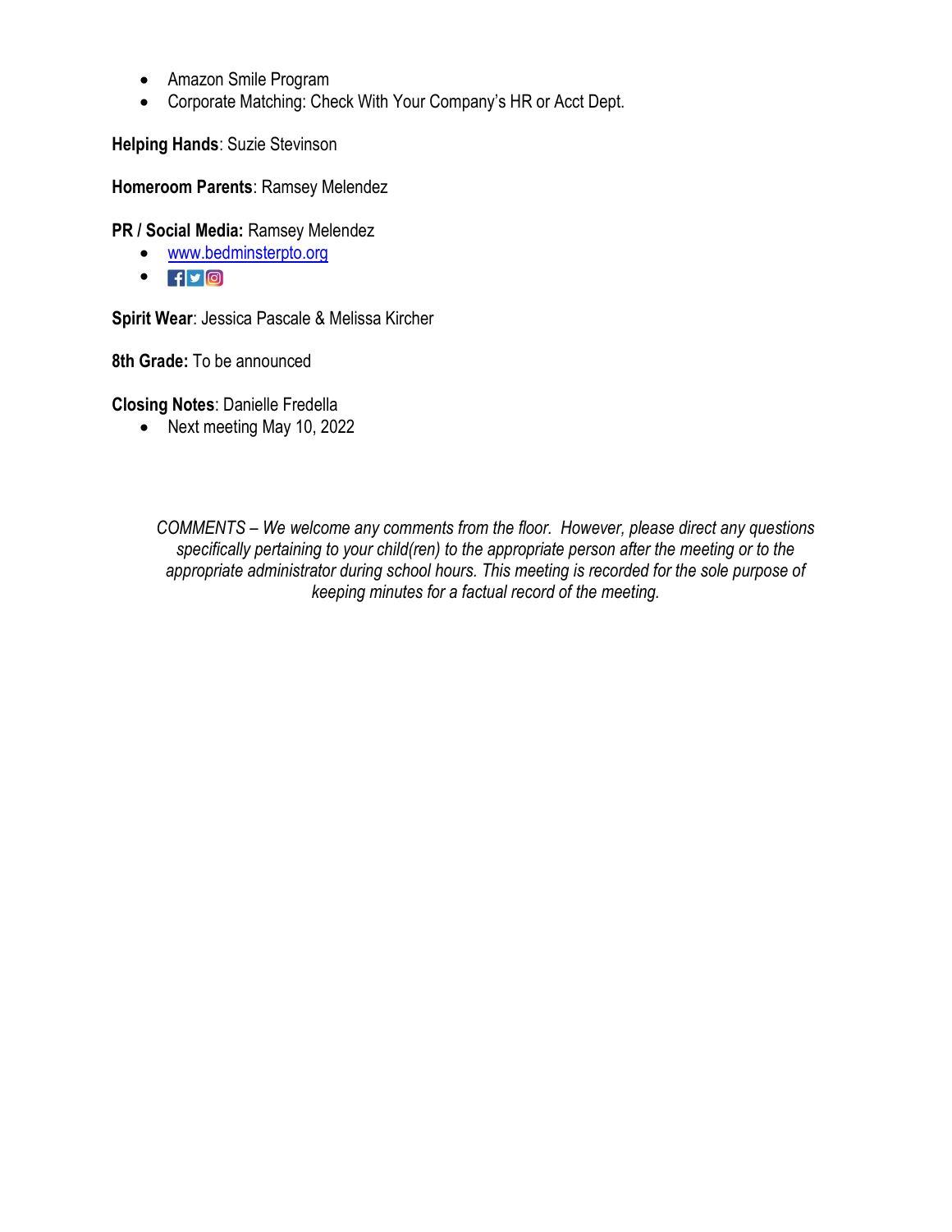- Amazon Smile Program
- Corporate Matching: Check With Your Company's HR or Acct Dept.

**Helping Hands**: Suzie Stevinson

**Homeroom Parents**: Ramsey Melendez

**PR / Social Media:** Ramsey Melendez

- www.bedminsterpto.org
- 

**Spirit Wear**: Jessica Pascale & Melissa Kircher

**8th Grade:** To be announced

**Closing Notes**: Danielle Fredella

- Next meeting May 10, 2022

*COMMENTS – We welcome any comments from the floor. However, please direct any questions specifically pertaining to your child(ren) to the appropriate person after the meeting or to the appropriate administrator during school hours. This meeting is recorded for the sole purpose of keeping minutes for a factual record of the meeting.*